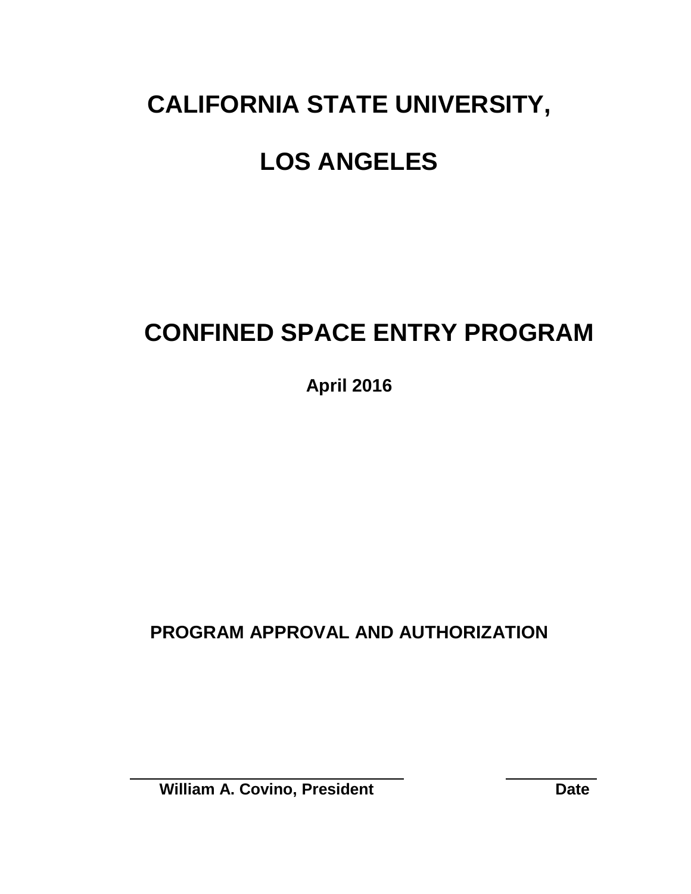# CALIFORNIA STATE UNIVERSITY,

# LOS ANGELES

# CONFINED SPACE ENTRY PROGRAM

**April 2016**

## PROGRAM APPROVAL AND AUTHORIZATION

______________________________ ____________

**William A. Covino, President** **Date**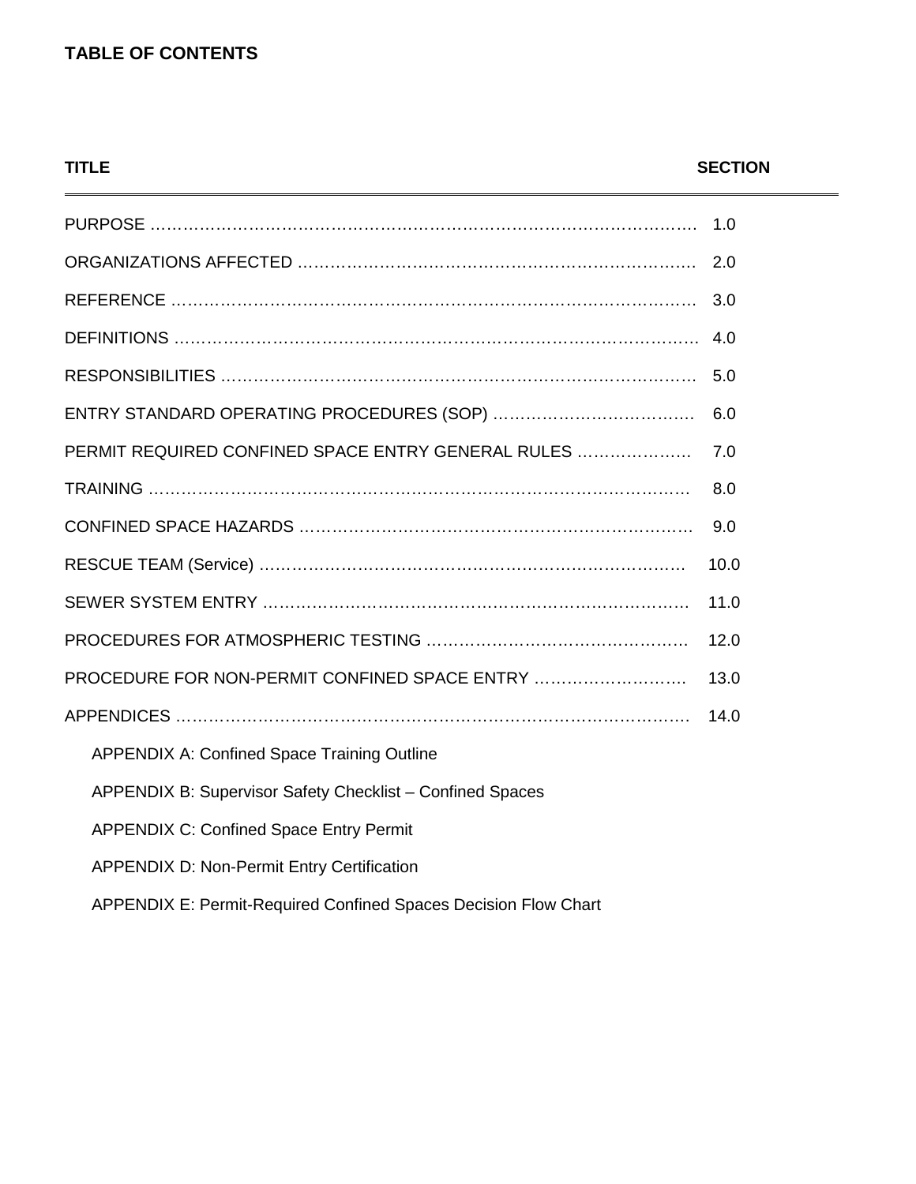# TABLE OF CONTENTS

| TITLE | SECTION |
|---|---|
| PURPOSE | 1.0 |
| ORGANIZATIONS AFFECTED | 2.0 |
| REFERENCE | 3.0 |
| DEFINITIONS | 4.0 |
| RESPONSIBILITIES | 5.0 |
| ENTRY STANDARD OPERATING PROCEDURES (SOP) | 6.0 |
| PERMIT REQUIRED CONFINED SPACE ENTRY GENERAL RULES | 7.0 |
| TRAINING | 8.0 |
| CONFINED SPACE HAZARDS | 9.0 |
| RESCUE TEAM (Service) | 10.0 |
| SEWER SYSTEM ENTRY | 11.0 |
| PROCEDURES FOR ATMOSPHERIC TESTING | 12.0 |
| PROCEDURE FOR NON-PERMIT CONFINED SPACE ENTRY | 13.0 |
| APPENDICES | 14.0 |

- APPENDIX A: Confined Space Training Outline
- APPENDIX B: Supervisor Safety Checklist – Confined Spaces
- APPENDIX C: Confined Space Entry Permit
- APPENDIX D: Non-Permit Entry Certification
- APPENDIX E: Permit-Required Confined Spaces Decision Flow Chart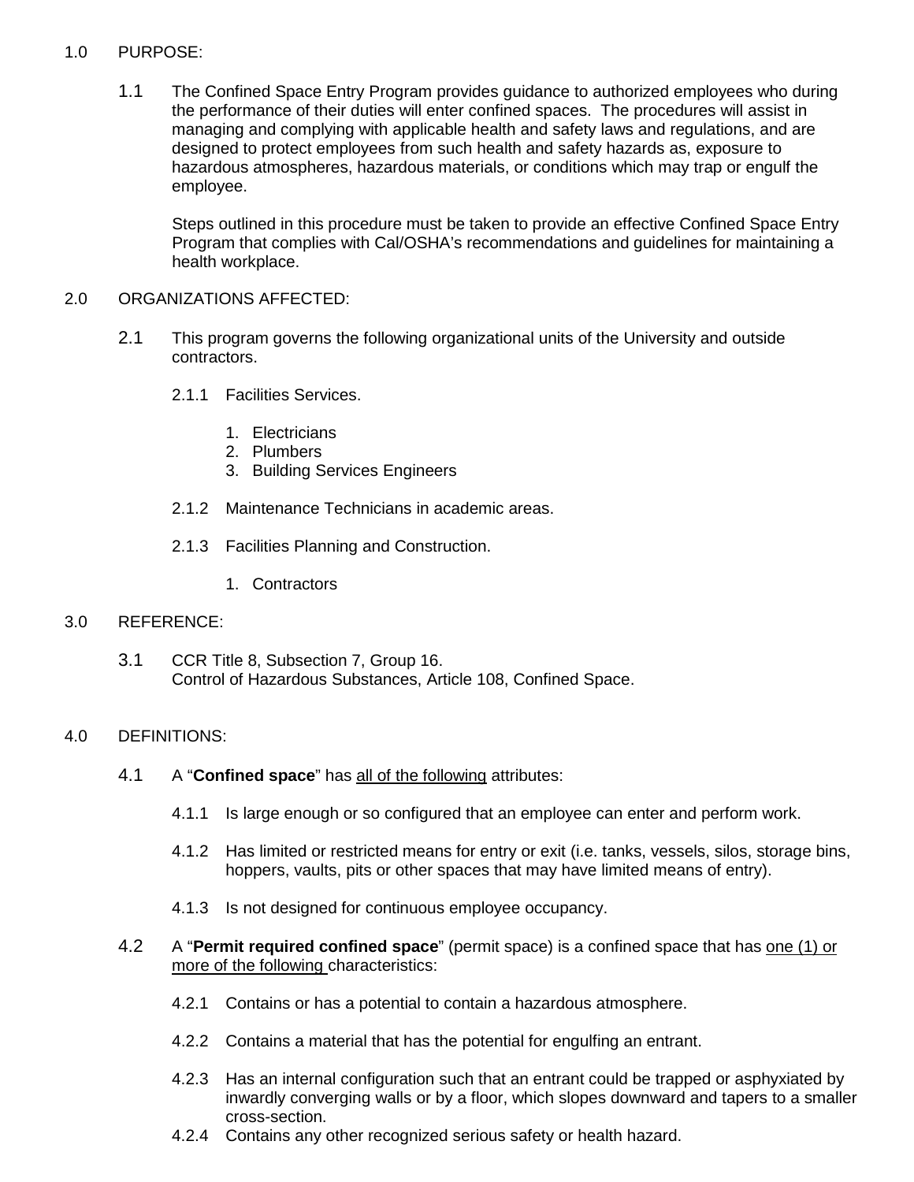## 1.0 PURPOSE:

**1.1** The Confined Space Entry Program provides guidance to authorized employees who during the performance of their duties will enter confined spaces. The procedures will assist in managing and complying with applicable health and safety laws and regulations, and are designed to protect employees from such health and safety hazards as, exposure to hazardous atmospheres, hazardous materials, or conditions which may trap or engulf the employee.

Steps outlined in this procedure must be taken to provide an effective Confined Space Entry Program that complies with Cal/OSHA's recommendations and guidelines for maintaining a health workplace.

## 2.0 ORGANIZATIONS AFFECTED:

**2.1** This program governs the following organizational units of the University and outside contractors.

2.1.1 Facilities Services.

1. Electricians
2. Plumbers
3. Building Services Engineers

2.1.2 Maintenance Technicians in academic areas.

2.1.3 Facilities Planning and Construction.

1. Contractors

## 3.0 REFERENCE:

**3.1** CCR Title 8, Subsection 7, Group 16.
Control of Hazardous Substances, Article 108, Confined Space.

## 4.0 DEFINITIONS:

**4.1** A "**Confined space**" has <u>all of the following</u> attributes:

4.1.1 Is large enough or so configured that an employee can enter and perform work.

4.1.2 Has limited or restricted means for entry or exit (i.e. tanks, vessels, silos, storage bins, hoppers, vaults, pits or other spaces that may have limited means of entry).

4.1.3 Is not designed for continuous employee occupancy.

**4.2** A "**Permit required confined space**" (permit space) is a confined space that has <u>one (1) or more of the following</u> characteristics:

4.2.1 Contains or has a potential to contain a hazardous atmosphere.

4.2.2 Contains a material that has the potential for engulfing an entrant.

4.2.3 Has an internal configuration such that an entrant could be trapped or asphyxiated by inwardly converging walls or by a floor, which slopes downward and tapers to a smaller cross-section.

4.2.4 Contains any other recognized serious safety or health hazard.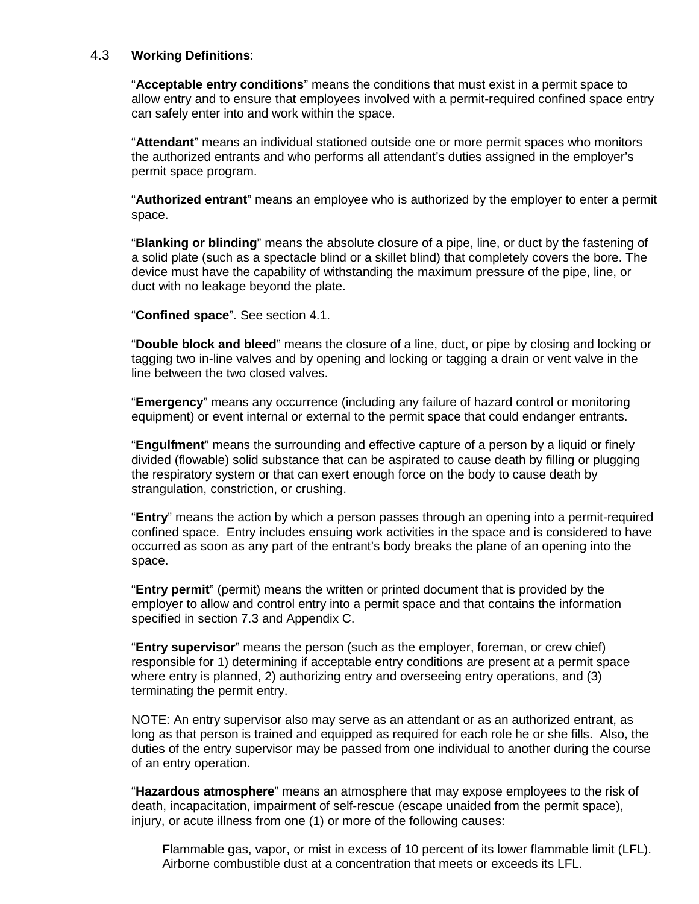4.3 **Working Definitions**:

"**Acceptable entry conditions**" means the conditions that must exist in a permit space to allow entry and to ensure that employees involved with a permit-required confined space entry can safely enter into and work within the space.

"**Attendant**" means an individual stationed outside one or more permit spaces who monitors the authorized entrants and who performs all attendant's duties assigned in the employer's permit space program.

"**Authorized entrant**" means an employee who is authorized by the employer to enter a permit space.

"**Blanking or blinding**" means the absolute closure of a pipe, line, or duct by the fastening of a solid plate (such as a spectacle blind or a skillet blind) that completely covers the bore. The device must have the capability of withstanding the maximum pressure of the pipe, line, or duct with no leakage beyond the plate.

"**Confined space**". See section 4.1.

"**Double block and bleed**" means the closure of a line, duct, or pipe by closing and locking or tagging two in-line valves and by opening and locking or tagging a drain or vent valve in the line between the two closed valves.

"**Emergency**" means any occurrence (including any failure of hazard control or monitoring equipment) or event internal or external to the permit space that could endanger entrants.

"**Engulfment**" means the surrounding and effective capture of a person by a liquid or finely divided (flowable) solid substance that can be aspirated to cause death by filling or plugging the respiratory system or that can exert enough force on the body to cause death by strangulation, constriction, or crushing.

"**Entry**" means the action by which a person passes through an opening into a permit-required confined space. Entry includes ensuing work activities in the space and is considered to have occurred as soon as any part of the entrant's body breaks the plane of an opening into the space.

"**Entry permit**" (permit) means the written or printed document that is provided by the employer to allow and control entry into a permit space and that contains the information specified in section 7.3 and Appendix C.

"**Entry supervisor**" means the person (such as the employer, foreman, or crew chief) responsible for 1) determining if acceptable entry conditions are present at a permit space where entry is planned, 2) authorizing entry and overseeing entry operations, and (3) terminating the permit entry.

NOTE: An entry supervisor also may serve as an attendant or as an authorized entrant, as long as that person is trained and equipped as required for each role he or she fills. Also, the duties of the entry supervisor may be passed from one individual to another during the course of an entry operation.

"**Hazardous atmosphere**" means an atmosphere that may expose employees to the risk of death, incapacitation, impairment of self-rescue (escape unaided from the permit space), injury, or acute illness from one (1) or more of the following causes:

Flammable gas, vapor, or mist in excess of 10 percent of its lower flammable limit (LFL).
Airborne combustible dust at a concentration that meets or exceeds its LFL.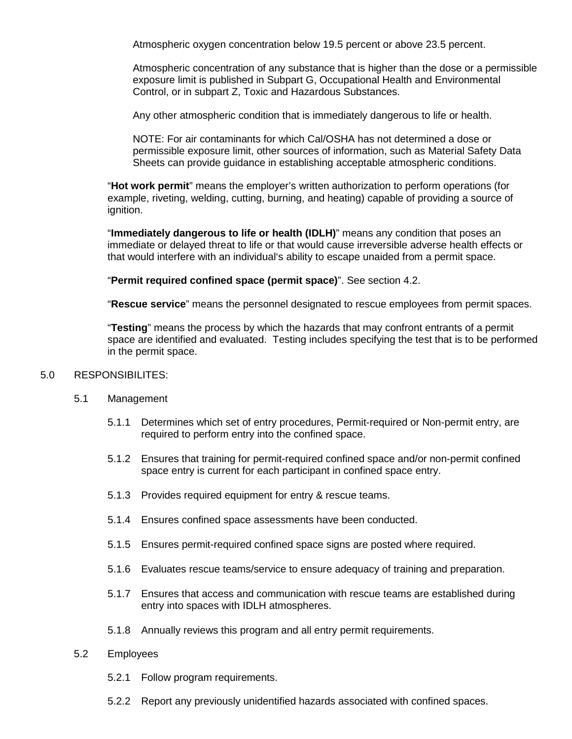Atmospheric oxygen concentration below 19.5 percent or above 23.5 percent.

Atmospheric concentration of any substance that is higher than the dose or a permissible exposure limit is published in Subpart G, Occupational Health and Environmental Control, or in subpart Z, Toxic and Hazardous Substances.

Any other atmospheric condition that is immediately dangerous to life or health.

NOTE: For air contaminants for which Cal/OSHA has not determined a dose or permissible exposure limit, other sources of information, such as Material Safety Data Sheets can provide guidance in establishing acceptable atmospheric conditions.

"**Hot work permit**" means the employer's written authorization to perform operations (for example, riveting, welding, cutting, burning, and heating) capable of providing a source of ignition.

"**Immediately dangerous to life or health (IDLH)**" means any condition that poses an immediate or delayed threat to life or that would cause irreversible adverse health effects or that would interfere with an individual's ability to escape unaided from a permit space.

"**Permit required confined space (permit space)**". See section 4.2.

"**Rescue service**" means the personnel designated to rescue employees from permit spaces.

"**Testing**" means the process by which the hazards that may confront entrants of a permit space are identified and evaluated. Testing includes specifying the test that is to be performed in the permit space.

5.0 RESPONSIBILITES:

5.1 Management

5.1.1 Determines which set of entry procedures, Permit-required or Non-permit entry, are required to perform entry into the confined space.

5.1.2 Ensures that training for permit-required confined space and/or non-permit confined space entry is current for each participant in confined space entry.

5.1.3 Provides required equipment for entry & rescue teams.

5.1.4 Ensures confined space assessments have been conducted.

5.1.5 Ensures permit-required confined space signs are posted where required.

5.1.6 Evaluates rescue teams/service to ensure adequacy of training and preparation.

5.1.7 Ensures that access and communication with rescue teams are established during entry into spaces with IDLH atmospheres.

5.1.8 Annually reviews this program and all entry permit requirements.

5.2 Employees

5.2.1 Follow program requirements.

5.2.2 Report any previously unidentified hazards associated with confined spaces.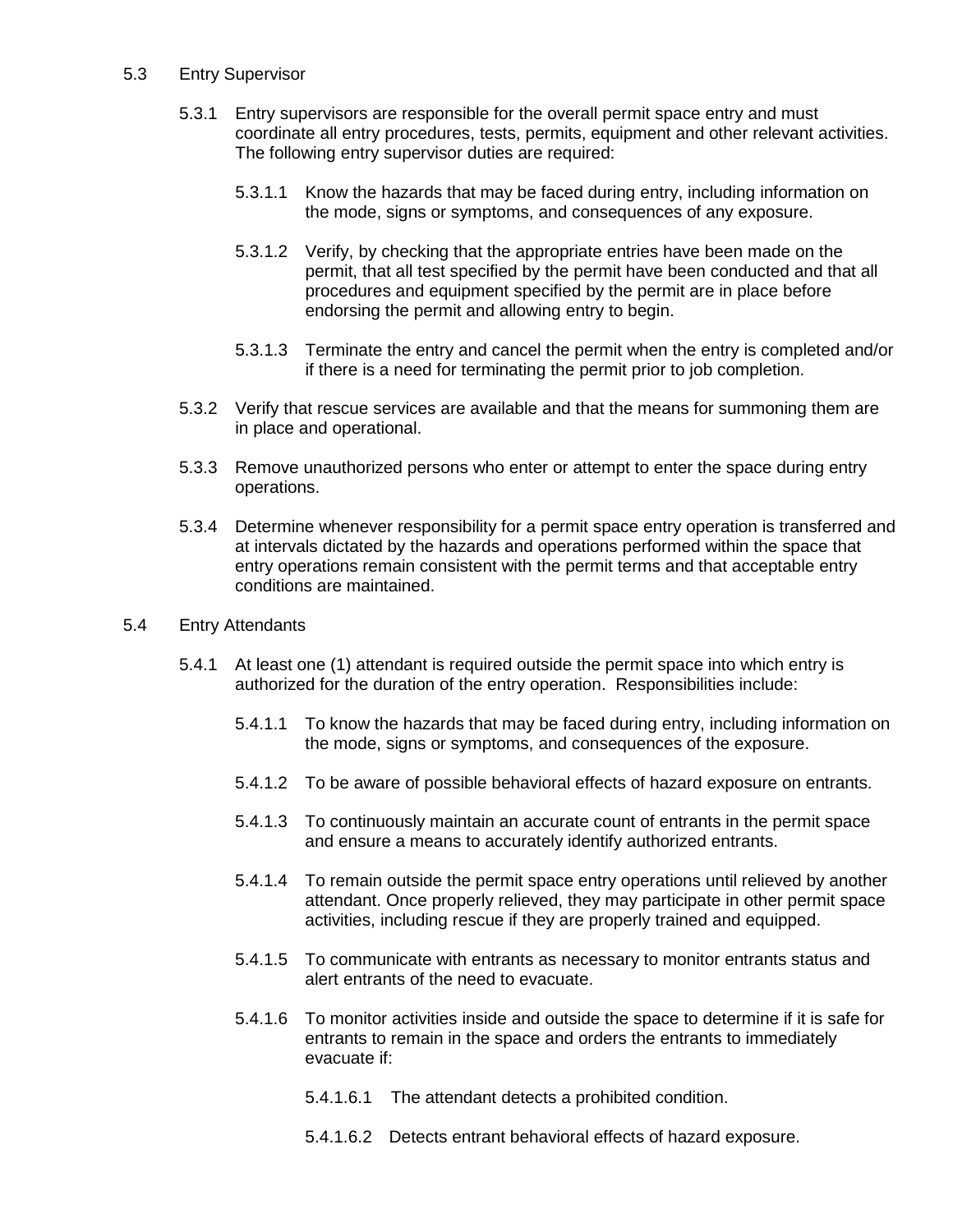5.3 Entry Supervisor

5.3.1 Entry supervisors are responsible for the overall permit space entry and must coordinate all entry procedures, tests, permits, equipment and other relevant activities. The following entry supervisor duties are required:

5.3.1.1 Know the hazards that may be faced during entry, including information on the mode, signs or symptoms, and consequences of any exposure.

5.3.1.2 Verify, by checking that the appropriate entries have been made on the permit, that all test specified by the permit have been conducted and that all procedures and equipment specified by the permit are in place before endorsing the permit and allowing entry to begin.

5.3.1.3 Terminate the entry and cancel the permit when the entry is completed and/or if there is a need for terminating the permit prior to job completion.

5.3.2 Verify that rescue services are available and that the means for summoning them are in place and operational.

5.3.3 Remove unauthorized persons who enter or attempt to enter the space during entry operations.

5.3.4 Determine whenever responsibility for a permit space entry operation is transferred and at intervals dictated by the hazards and operations performed within the space that entry operations remain consistent with the permit terms and that acceptable entry conditions are maintained.

5.4 Entry Attendants

5.4.1 At least one (1) attendant is required outside the permit space into which entry is authorized for the duration of the entry operation. Responsibilities include:

5.4.1.1 To know the hazards that may be faced during entry, including information on the mode, signs or symptoms, and consequences of the exposure.

5.4.1.2 To be aware of possible behavioral effects of hazard exposure on entrants.

5.4.1.3 To continuously maintain an accurate count of entrants in the permit space and ensure a means to accurately identify authorized entrants.

5.4.1.4 To remain outside the permit space entry operations until relieved by another attendant. Once properly relieved, they may participate in other permit space activities, including rescue if they are properly trained and equipped.

5.4.1.5 To communicate with entrants as necessary to monitor entrants status and alert entrants of the need to evacuate.

5.4.1.6 To monitor activities inside and outside the space to determine if it is safe for entrants to remain in the space and orders the entrants to immediately evacuate if:

5.4.1.6.1 The attendant detects a prohibited condition.

5.4.1.6.2 Detects entrant behavioral effects of hazard exposure.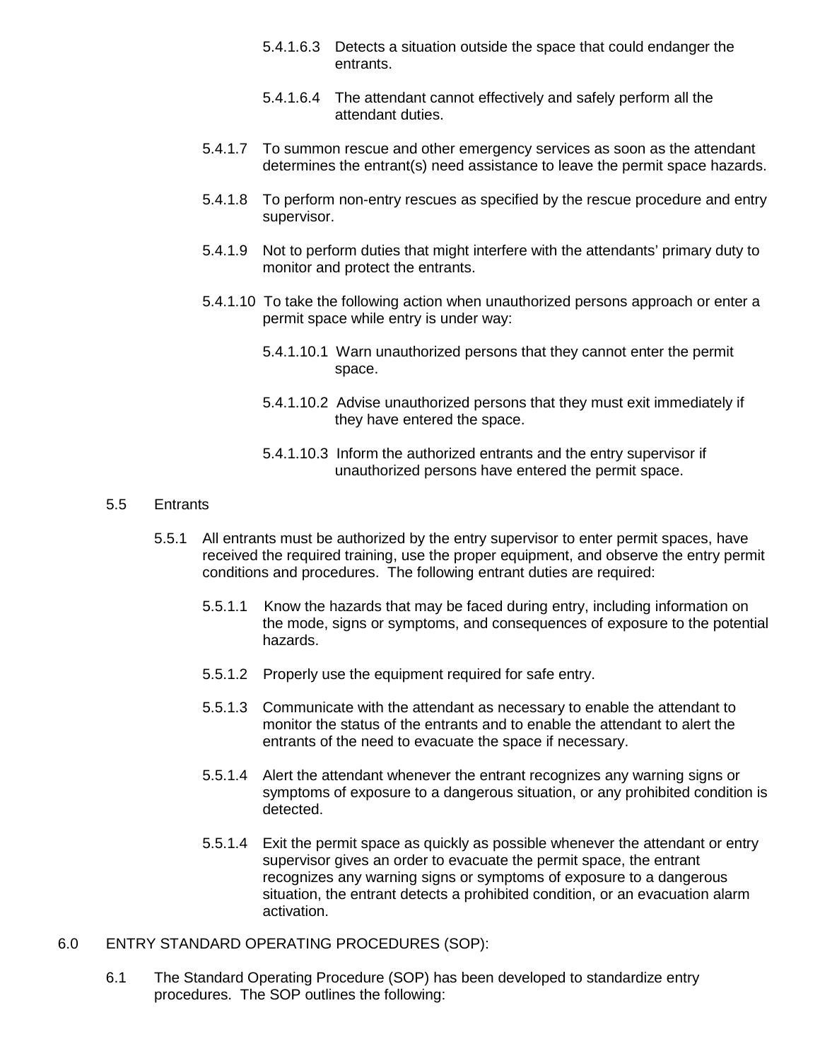5.4.1.6.3 Detects a situation outside the space that could endanger the entrants.

5.4.1.6.4 The attendant cannot effectively and safely perform all the attendant duties.

5.4.1.7 To summon rescue and other emergency services as soon as the attendant determines the entrant(s) need assistance to leave the permit space hazards.

5.4.1.8 To perform non-entry rescues as specified by the rescue procedure and entry supervisor.

5.4.1.9 Not to perform duties that might interfere with the attendants' primary duty to monitor and protect the entrants.

5.4.1.10 To take the following action when unauthorized persons approach or enter a permit space while entry is under way:

5.4.1.10.1 Warn unauthorized persons that they cannot enter the permit space.

5.4.1.10.2 Advise unauthorized persons that they must exit immediately if they have entered the space.

5.4.1.10.3 Inform the authorized entrants and the entry supervisor if unauthorized persons have entered the permit space.

5.5 Entrants

5.5.1 All entrants must be authorized by the entry supervisor to enter permit spaces, have received the required training, use the proper equipment, and observe the entry permit conditions and procedures. The following entrant duties are required:

5.5.1.1 Know the hazards that may be faced during entry, including information on the mode, signs or symptoms, and consequences of exposure to the potential hazards.

5.5.1.2 Properly use the equipment required for safe entry.

5.5.1.3 Communicate with the attendant as necessary to enable the attendant to monitor the status of the entrants and to enable the attendant to alert the entrants of the need to evacuate the space if necessary.

5.5.1.4 Alert the attendant whenever the entrant recognizes any warning signs or symptoms of exposure to a dangerous situation, or any prohibited condition is detected.

5.5.1.4 Exit the permit space as quickly as possible whenever the attendant or entry supervisor gives an order to evacuate the permit space, the entrant recognizes any warning signs or symptoms of exposure to a dangerous situation, the entrant detects a prohibited condition, or an evacuation alarm activation.

6.0 ENTRY STANDARD OPERATING PROCEDURES (SOP):

6.1 The Standard Operating Procedure (SOP) has been developed to standardize entry procedures. The SOP outlines the following: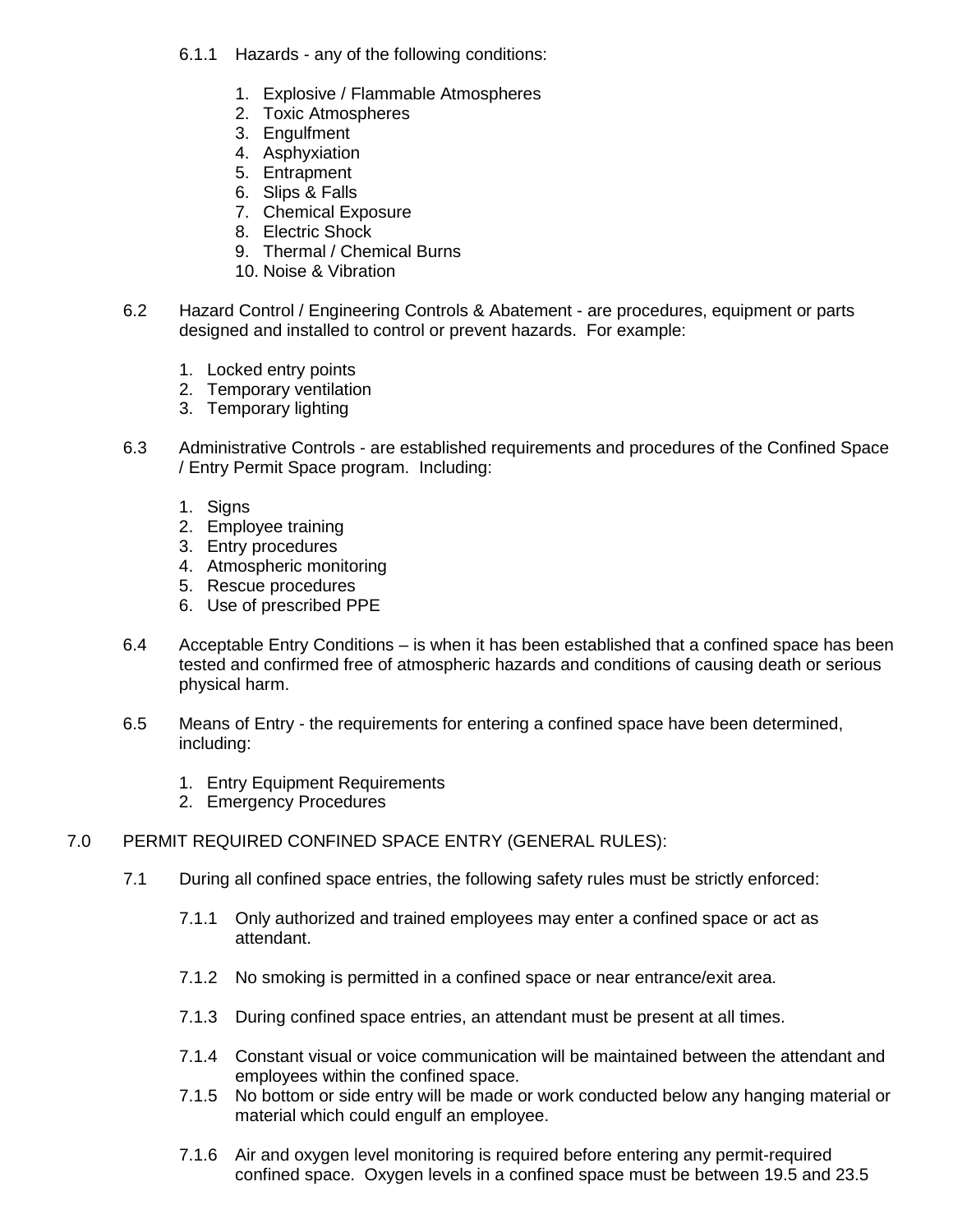6.1.1 Hazards - any of the following conditions:

1. Explosive / Flammable Atmospheres
2. Toxic Atmospheres
3. Engulfment
4. Asphyxiation
5. Entrapment
6. Slips & Falls
7. Chemical Exposure
8. Electric Shock
9. Thermal / Chemical Burns
10. Noise & Vibration

6.2 Hazard Control / Engineering Controls & Abatement - are procedures, equipment or parts designed and installed to control or prevent hazards. For example:

1. Locked entry points
2. Temporary ventilation
3. Temporary lighting

6.3 Administrative Controls - are established requirements and procedures of the Confined Space / Entry Permit Space program. Including:

1. Signs
2. Employee training
3. Entry procedures
4. Atmospheric monitoring
5. Rescue procedures
6. Use of prescribed PPE

6.4 Acceptable Entry Conditions – is when it has been established that a confined space has been tested and confirmed free of atmospheric hazards and conditions of causing death or serious physical harm.

6.5 Means of Entry - the requirements for entering a confined space have been determined, including:

1. Entry Equipment Requirements
2. Emergency Procedures

## 7.0 PERMIT REQUIRED CONFINED SPACE ENTRY (GENERAL RULES):

7.1 During all confined space entries, the following safety rules must be strictly enforced:

7.1.1 Only authorized and trained employees may enter a confined space or act as attendant.

7.1.2 No smoking is permitted in a confined space or near entrance/exit area.

7.1.3 During confined space entries, an attendant must be present at all times.

7.1.4 Constant visual or voice communication will be maintained between the attendant and employees within the confined space.

7.1.5 No bottom or side entry will be made or work conducted below any hanging material or material which could engulf an employee.

7.1.6 Air and oxygen level monitoring is required before entering any permit-required confined space. Oxygen levels in a confined space must be between 19.5 and 23.5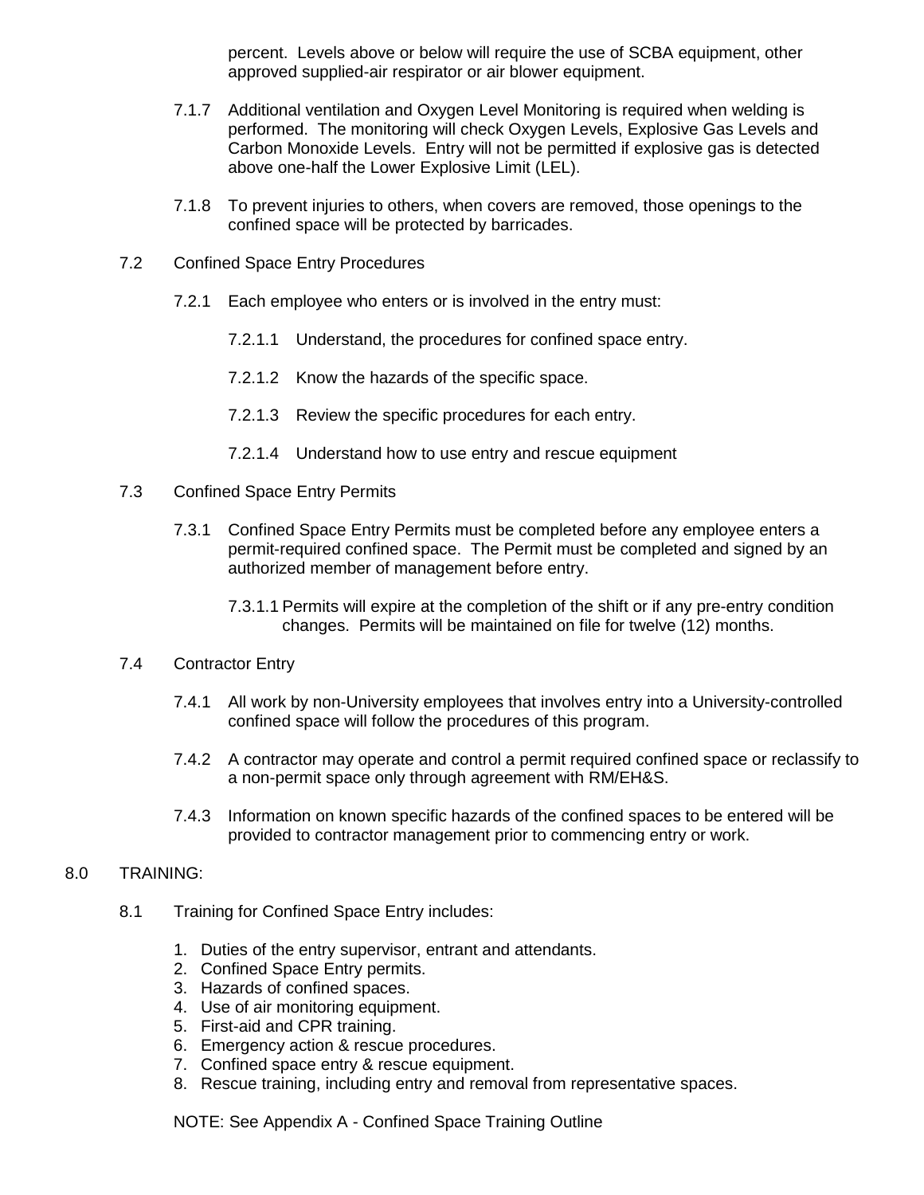percent. Levels above or below will require the use of SCBA equipment, other approved supplied-air respirator or air blower equipment.

7.1.7 Additional ventilation and Oxygen Level Monitoring is required when welding is performed. The monitoring will check Oxygen Levels, Explosive Gas Levels and Carbon Monoxide Levels. Entry will not be permitted if explosive gas is detected above one-half the Lower Explosive Limit (LEL).

7.1.8 To prevent injuries to others, when covers are removed, those openings to the confined space will be protected by barricades.

7.2 Confined Space Entry Procedures

7.2.1 Each employee who enters or is involved in the entry must:

7.2.1.1 Understand, the procedures for confined space entry.

7.2.1.2 Know the hazards of the specific space.

7.2.1.3 Review the specific procedures for each entry.

7.2.1.4 Understand how to use entry and rescue equipment

7.3 Confined Space Entry Permits

7.3.1 Confined Space Entry Permits must be completed before any employee enters a permit-required confined space. The Permit must be completed and signed by an authorized member of management before entry.

7.3.1.1 Permits will expire at the completion of the shift or if any pre-entry condition changes. Permits will be maintained on file for twelve (12) months.

7.4 Contractor Entry

7.4.1 All work by non-University employees that involves entry into a University-controlled confined space will follow the procedures of this program.

7.4.2 A contractor may operate and control a permit required confined space or reclassify to a non-permit space only through agreement with RM/EH&S.

7.4.3 Information on known specific hazards of the confined spaces to be entered will be provided to contractor management prior to commencing entry or work.

8.0 TRAINING:

8.1 Training for Confined Space Entry includes:

1. Duties of the entry supervisor, entrant and attendants.
2. Confined Space Entry permits.
3. Hazards of confined spaces.
4. Use of air monitoring equipment.
5. First-aid and CPR training.
6. Emergency action & rescue procedures.
7. Confined space entry & rescue equipment.
8. Rescue training, including entry and removal from representative spaces.

NOTE: See Appendix A - Confined Space Training Outline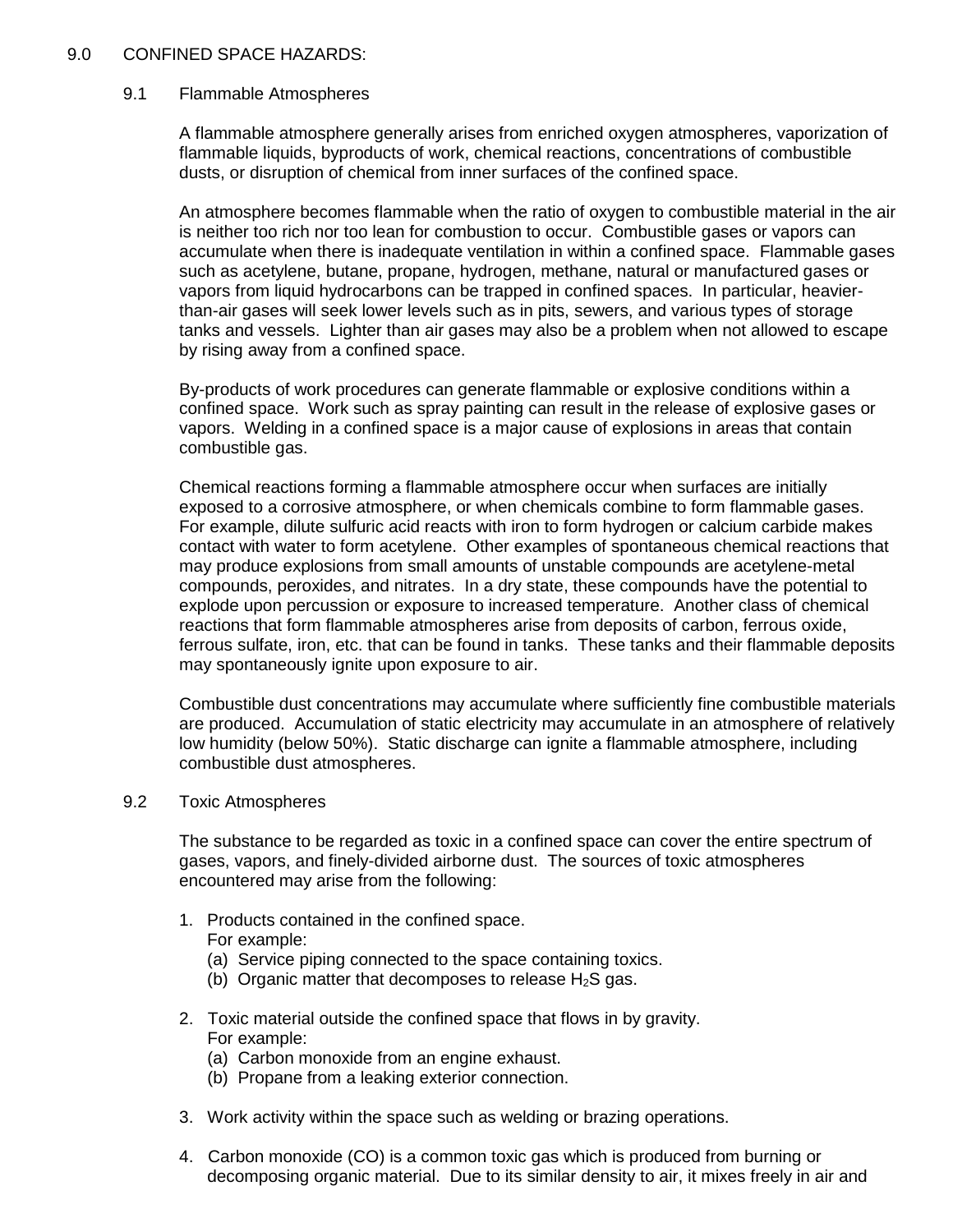## 9.0 CONFINED SPACE HAZARDS:

### 9.1 Flammable Atmospheres

A flammable atmosphere generally arises from enriched oxygen atmospheres, vaporization of flammable liquids, byproducts of work, chemical reactions, concentrations of combustible dusts, or disruption of chemical from inner surfaces of the confined space.

An atmosphere becomes flammable when the ratio of oxygen to combustible material in the air is neither too rich nor too lean for combustion to occur. Combustible gases or vapors can accumulate when there is inadequate ventilation in within a confined space. Flammable gases such as acetylene, butane, propane, hydrogen, methane, natural or manufactured gases or vapors from liquid hydrocarbons can be trapped in confined spaces. In particular, heavier-than-air gases will seek lower levels such as in pits, sewers, and various types of storage tanks and vessels. Lighter than air gases may also be a problem when not allowed to escape by rising away from a confined space.

By-products of work procedures can generate flammable or explosive conditions within a confined space. Work such as spray painting can result in the release of explosive gases or vapors. Welding in a confined space is a major cause of explosions in areas that contain combustible gas.

Chemical reactions forming a flammable atmosphere occur when surfaces are initially exposed to a corrosive atmosphere, or when chemicals combine to form flammable gases. For example, dilute sulfuric acid reacts with iron to form hydrogen or calcium carbide makes contact with water to form acetylene. Other examples of spontaneous chemical reactions that may produce explosions from small amounts of unstable compounds are acetylene-metal compounds, peroxides, and nitrates. In a dry state, these compounds have the potential to explode upon percussion or exposure to increased temperature. Another class of chemical reactions that form flammable atmospheres arise from deposits of carbon, ferrous oxide, ferrous sulfate, iron, etc. that can be found in tanks. These tanks and their flammable deposits may spontaneously ignite upon exposure to air.

Combustible dust concentrations may accumulate where sufficiently fine combustible materials are produced. Accumulation of static electricity may accumulate in an atmosphere of relatively low humidity (below 50%). Static discharge can ignite a flammable atmosphere, including combustible dust atmospheres.

### 9.2 Toxic Atmospheres

The substance to be regarded as toxic in a confined space can cover the entire spectrum of gases, vapors, and finely-divided airborne dust. The sources of toxic atmospheres encountered may arise from the following:

1. Products contained in the confined space.
   For example:
   (a) Service piping connected to the space containing toxics.
   (b) Organic matter that decomposes to release $H_2S$ gas.

2. Toxic material outside the confined space that flows in by gravity.
   For example:
   (a) Carbon monoxide from an engine exhaust.
   (b) Propane from a leaking exterior connection.

3. Work activity within the space such as welding or brazing operations.

4. Carbon monoxide (CO) is a common toxic gas which is produced from burning or decomposing organic material. Due to its similar density to air, it mixes freely in air and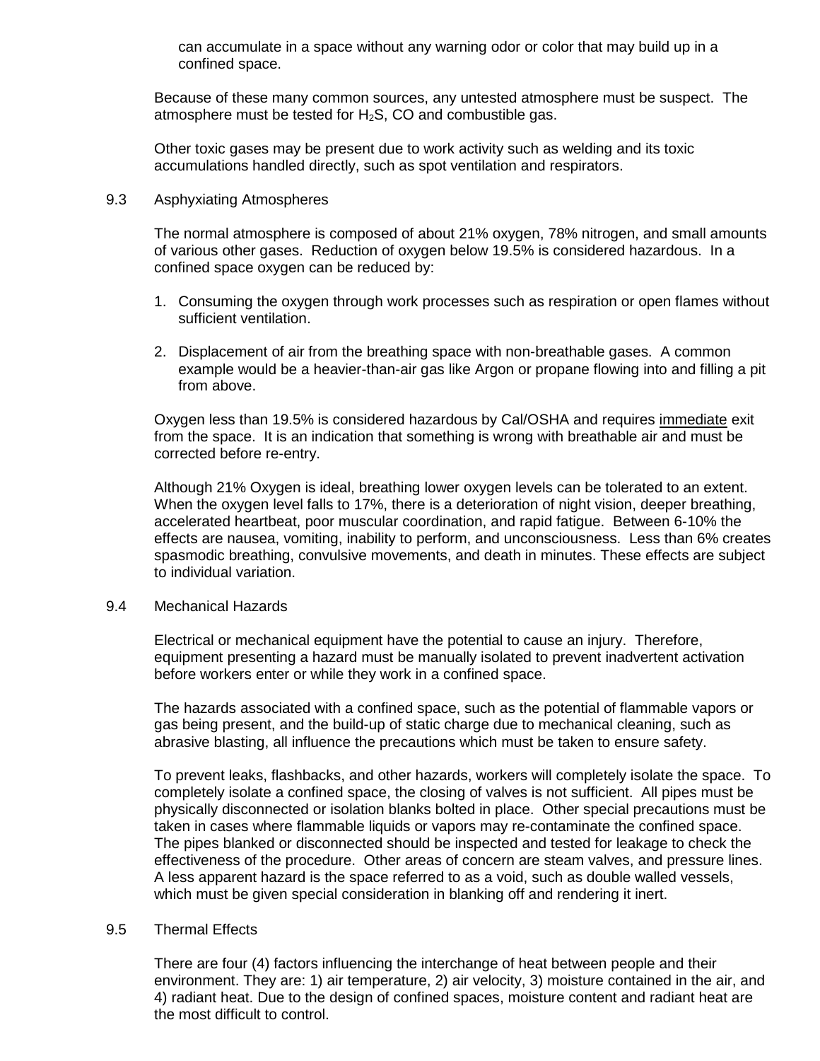can accumulate in a space without any warning odor or color that may build up in a confined space.

Because of these many common sources, any untested atmosphere must be suspect. The atmosphere must be tested for $H_2S$, CO and combustible gas.

Other toxic gases may be present due to work activity such as welding and its toxic accumulations handled directly, such as spot ventilation and respirators.

## 9.3 Asphyxiating Atmospheres

The normal atmosphere is composed of about 21% oxygen, 78% nitrogen, and small amounts of various other gases. Reduction of oxygen below 19.5% is considered hazardous. In a confined space oxygen can be reduced by:

1. Consuming the oxygen through work processes such as respiration or open flames without sufficient ventilation.
2. Displacement of air from the breathing space with non-breathable gases. A common example would be a heavier-than-air gas like Argon or propane flowing into and filling a pit from above.

Oxygen less than 19.5% is considered hazardous by Cal/OSHA and requires immediate exit from the space. It is an indication that something is wrong with breathable air and must be corrected before re-entry.

Although 21% Oxygen is ideal, breathing lower oxygen levels can be tolerated to an extent. When the oxygen level falls to 17%, there is a deterioration of night vision, deeper breathing, accelerated heartbeat, poor muscular coordination, and rapid fatigue. Between 6-10% the effects are nausea, vomiting, inability to perform, and unconsciousness. Less than 6% creates spasmodic breathing, convulsive movements, and death in minutes. These effects are subject to individual variation.

## 9.4 Mechanical Hazards

Electrical or mechanical equipment have the potential to cause an injury. Therefore, equipment presenting a hazard must be manually isolated to prevent inadvertent activation before workers enter or while they work in a confined space.

The hazards associated with a confined space, such as the potential of flammable vapors or gas being present, and the build-up of static charge due to mechanical cleaning, such as abrasive blasting, all influence the precautions which must be taken to ensure safety.

To prevent leaks, flashbacks, and other hazards, workers will completely isolate the space. To completely isolate a confined space, the closing of valves is not sufficient. All pipes must be physically disconnected or isolation blanks bolted in place. Other special precautions must be taken in cases where flammable liquids or vapors may re-contaminate the confined space. The pipes blanked or disconnected should be inspected and tested for leakage to check the effectiveness of the procedure. Other areas of concern are steam valves, and pressure lines. A less apparent hazard is the space referred to as a void, such as double walled vessels, which must be given special consideration in blanking off and rendering it inert.

## 9.5 Thermal Effects

There are four (4) factors influencing the interchange of heat between people and their environment. They are: 1) air temperature, 2) air velocity, 3) moisture contained in the air, and 4) radiant heat. Due to the design of confined spaces, moisture content and radiant heat are the most difficult to control.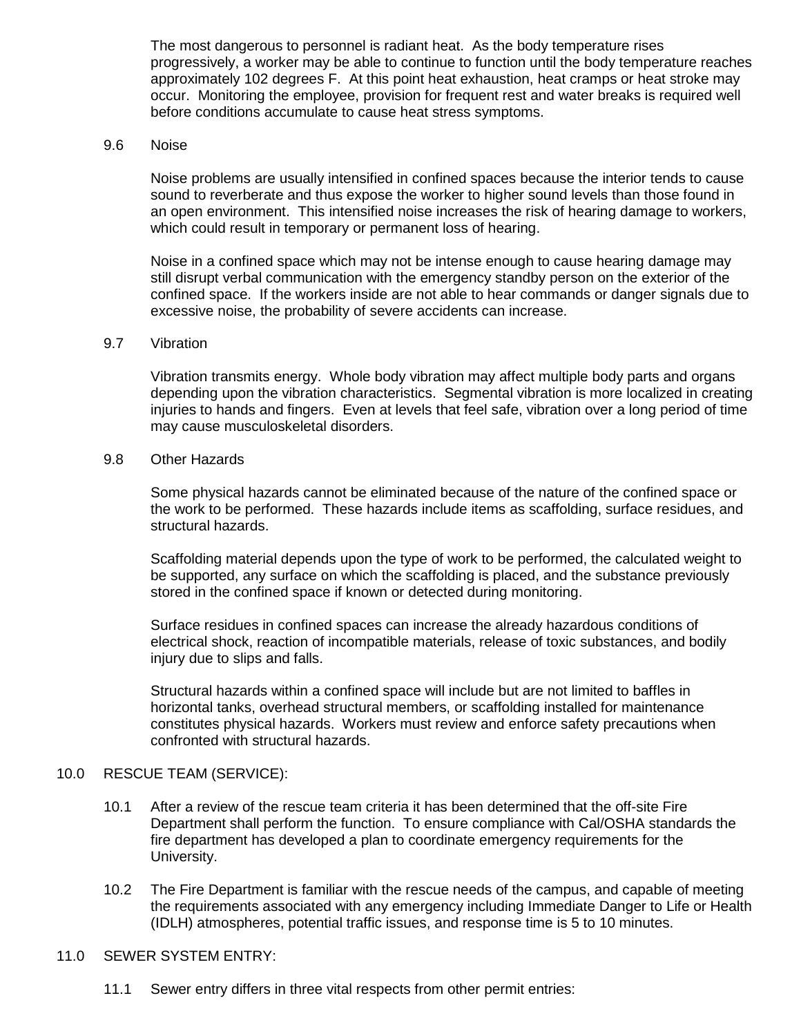The most dangerous to personnel is radiant heat. As the body temperature rises progressively, a worker may be able to continue to function until the body temperature reaches approximately 102 degrees F. At this point heat exhaustion, heat cramps or heat stroke may occur. Monitoring the employee, provision for frequent rest and water breaks is required well before conditions accumulate to cause heat stress symptoms.

### 9.6 Noise

Noise problems are usually intensified in confined spaces because the interior tends to cause sound to reverberate and thus expose the worker to higher sound levels than those found in an open environment. This intensified noise increases the risk of hearing damage to workers, which could result in temporary or permanent loss of hearing.

Noise in a confined space which may not be intense enough to cause hearing damage may still disrupt verbal communication with the emergency standby person on the exterior of the confined space. If the workers inside are not able to hear commands or danger signals due to excessive noise, the probability of severe accidents can increase.

### 9.7 Vibration

Vibration transmits energy. Whole body vibration may affect multiple body parts and organs depending upon the vibration characteristics. Segmental vibration is more localized in creating injuries to hands and fingers. Even at levels that feel safe, vibration over a long period of time may cause musculoskeletal disorders.

### 9.8 Other Hazards

Some physical hazards cannot be eliminated because of the nature of the confined space or the work to be performed. These hazards include items as scaffolding, surface residues, and structural hazards.

Scaffolding material depends upon the type of work to be performed, the calculated weight to be supported, any surface on which the scaffolding is placed, and the substance previously stored in the confined space if known or detected during monitoring.

Surface residues in confined spaces can increase the already hazardous conditions of electrical shock, reaction of incompatible materials, release of toxic substances, and bodily injury due to slips and falls.

Structural hazards within a confined space will include but are not limited to baffles in horizontal tanks, overhead structural members, or scaffolding installed for maintenance constitutes physical hazards. Workers must review and enforce safety precautions when confronted with structural hazards.

## 10.0 RESCUE TEAM (SERVICE):

10.1 After a review of the rescue team criteria it has been determined that the off-site Fire Department shall perform the function. To ensure compliance with Cal/OSHA standards the fire department has developed a plan to coordinate emergency requirements for the University.

10.2 The Fire Department is familiar with the rescue needs of the campus, and capable of meeting the requirements associated with any emergency including Immediate Danger to Life or Health (IDLH) atmospheres, potential traffic issues, and response time is 5 to 10 minutes.

## 11.0 SEWER SYSTEM ENTRY:

11.1 Sewer entry differs in three vital respects from other permit entries: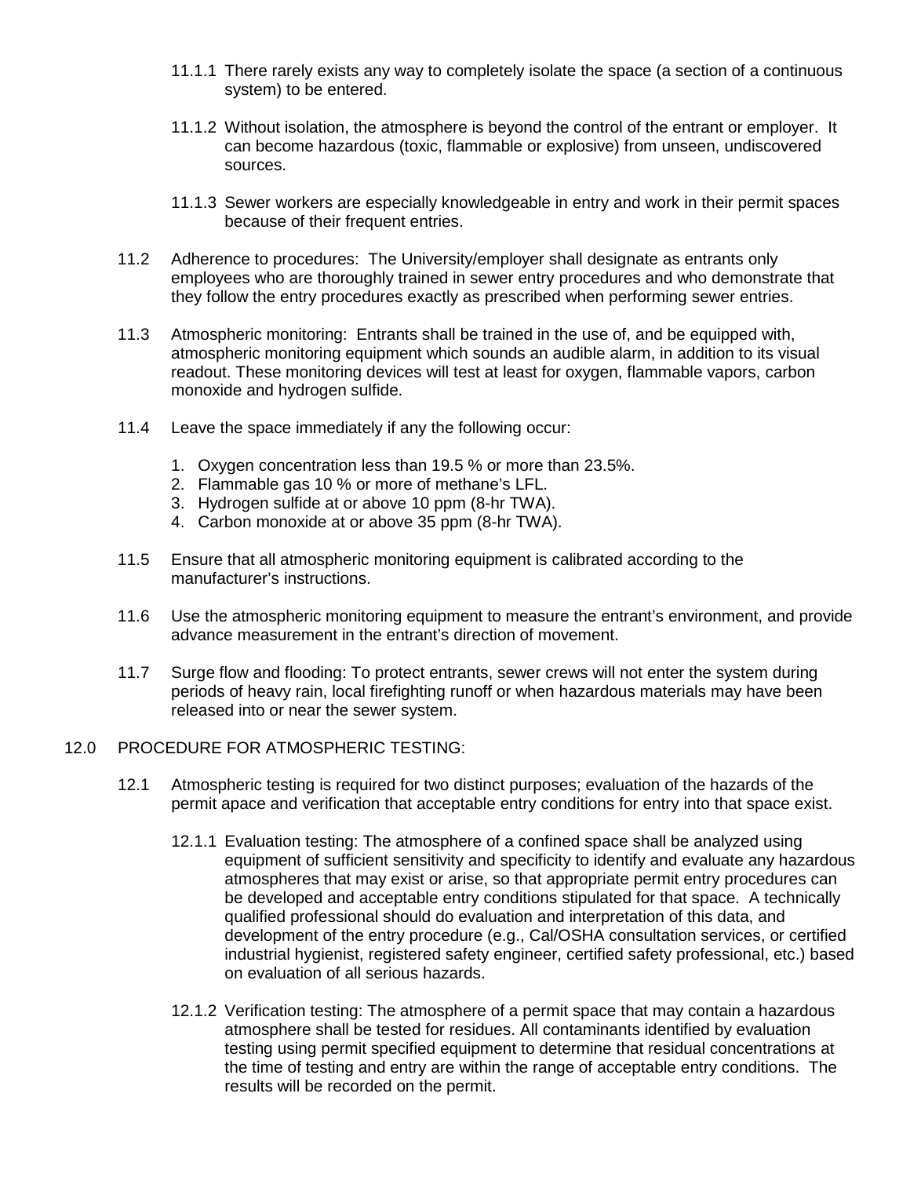11.1.1 There rarely exists any way to completely isolate the space (a section of a continuous system) to be entered.

11.1.2 Without isolation, the atmosphere is beyond the control of the entrant or employer. It can become hazardous (toxic, flammable or explosive) from unseen, undiscovered sources.

11.1.3 Sewer workers are especially knowledgeable in entry and work in their permit spaces because of their frequent entries.

11.2 Adherence to procedures: The University/employer shall designate as entrants only employees who are thoroughly trained in sewer entry procedures and who demonstrate that they follow the entry procedures exactly as prescribed when performing sewer entries.

11.3 Atmospheric monitoring: Entrants shall be trained in the use of, and be equipped with, atmospheric monitoring equipment which sounds an audible alarm, in addition to its visual readout. These monitoring devices will test at least for oxygen, flammable vapors, carbon monoxide and hydrogen sulfide.

11.4 Leave the space immediately if any the following occur:

1. Oxygen concentration less than 19.5 % or more than 23.5%.
2. Flammable gas 10 % or more of methane's LFL.
3. Hydrogen sulfide at or above 10 ppm (8-hr TWA).
4. Carbon monoxide at or above 35 ppm (8-hr TWA).

11.5 Ensure that all atmospheric monitoring equipment is calibrated according to the manufacturer's instructions.

11.6 Use the atmospheric monitoring equipment to measure the entrant's environment, and provide advance measurement in the entrant's direction of movement.

11.7 Surge flow and flooding: To protect entrants, sewer crews will not enter the system during periods of heavy rain, local firefighting runoff or when hazardous materials may have been released into or near the sewer system.

## 12.0 PROCEDURE FOR ATMOSPHERIC TESTING:

12.1 Atmospheric testing is required for two distinct purposes; evaluation of the hazards of the permit apace and verification that acceptable entry conditions for entry into that space exist.

12.1.1 Evaluation testing: The atmosphere of a confined space shall be analyzed using equipment of sufficient sensitivity and specificity to identify and evaluate any hazardous atmospheres that may exist or arise, so that appropriate permit entry procedures can be developed and acceptable entry conditions stipulated for that space. A technically qualified professional should do evaluation and interpretation of this data, and development of the entry procedure (e.g., Cal/OSHA consultation services, or certified industrial hygienist, registered safety engineer, certified safety professional, etc.) based on evaluation of all serious hazards.

12.1.2 Verification testing: The atmosphere of a permit space that may contain a hazardous atmosphere shall be tested for residues. All contaminants identified by evaluation testing using permit specified equipment to determine that residual concentrations at the time of testing and entry are within the range of acceptable entry conditions. The results will be recorded on the permit.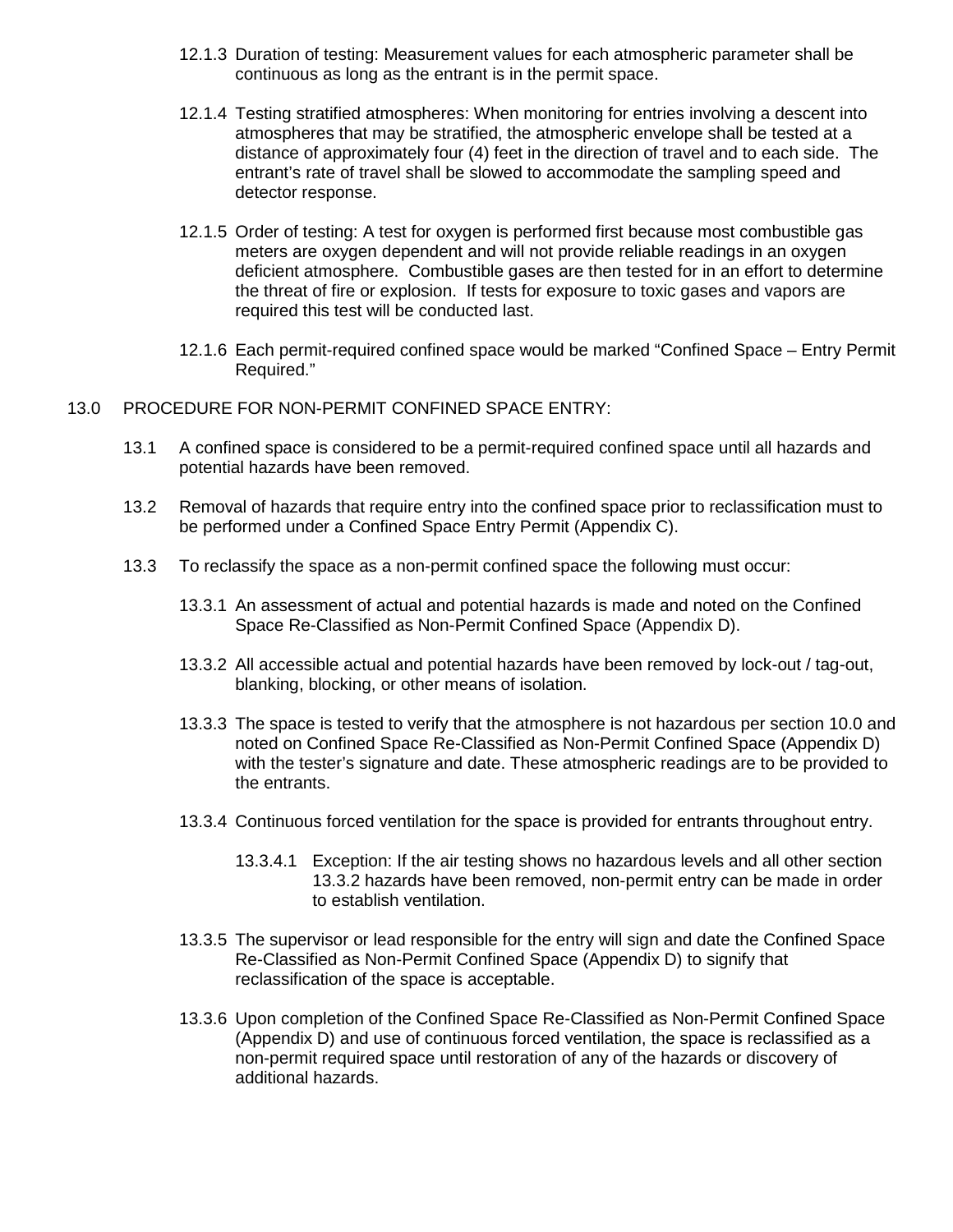12.1.3 Duration of testing: Measurement values for each atmospheric parameter shall be continuous as long as the entrant is in the permit space.

12.1.4 Testing stratified atmospheres: When monitoring for entries involving a descent into atmospheres that may be stratified, the atmospheric envelope shall be tested at a distance of approximately four (4) feet in the direction of travel and to each side. The entrant's rate of travel shall be slowed to accommodate the sampling speed and detector response.

12.1.5 Order of testing: A test for oxygen is performed first because most combustible gas meters are oxygen dependent and will not provide reliable readings in an oxygen deficient atmosphere. Combustible gases are then tested for in an effort to determine the threat of fire or explosion. If tests for exposure to toxic gases and vapors are required this test will be conducted last.

12.1.6 Each permit-required confined space would be marked "Confined Space – Entry Permit Required."

## 13.0 PROCEDURE FOR NON-PERMIT CONFINED SPACE ENTRY:

13.1 A confined space is considered to be a permit-required confined space until all hazards and potential hazards have been removed.

13.2 Removal of hazards that require entry into the confined space prior to reclassification must to be performed under a Confined Space Entry Permit (Appendix C).

13.3 To reclassify the space as a non-permit confined space the following must occur:

13.3.1 An assessment of actual and potential hazards is made and noted on the Confined Space Re-Classified as Non-Permit Confined Space (Appendix D).

13.3.2 All accessible actual and potential hazards have been removed by lock-out / tag-out, blanking, blocking, or other means of isolation.

13.3.3 The space is tested to verify that the atmosphere is not hazardous per section 10.0 and noted on Confined Space Re-Classified as Non-Permit Confined Space (Appendix D) with the tester's signature and date. These atmospheric readings are to be provided to the entrants.

13.3.4 Continuous forced ventilation for the space is provided for entrants throughout entry.

13.3.4.1 Exception: If the air testing shows no hazardous levels and all other section 13.3.2 hazards have been removed, non-permit entry can be made in order to establish ventilation.

13.3.5 The supervisor or lead responsible for the entry will sign and date the Confined Space Re-Classified as Non-Permit Confined Space (Appendix D) to signify that reclassification of the space is acceptable.

13.3.6 Upon completion of the Confined Space Re-Classified as Non-Permit Confined Space (Appendix D) and use of continuous forced ventilation, the space is reclassified as a non-permit required space until restoration of any of the hazards or discovery of additional hazards.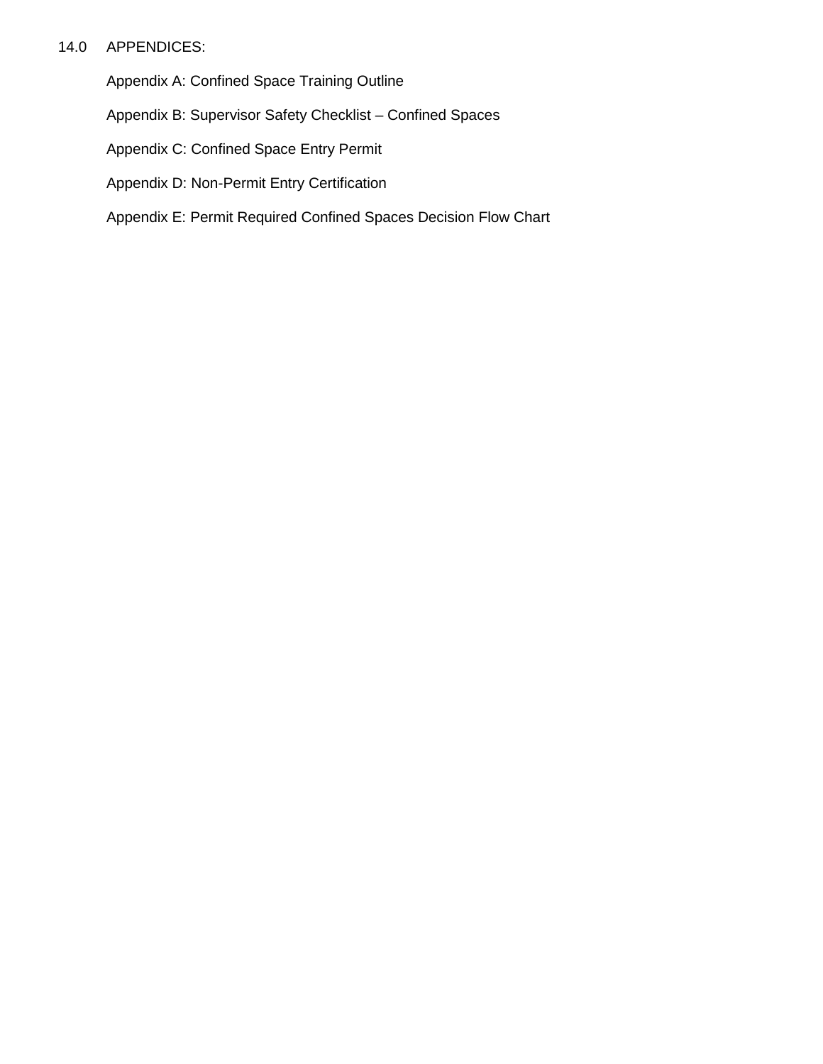## 14.0 APPENDICES:

Appendix A: Confined Space Training Outline

Appendix B: Supervisor Safety Checklist – Confined Spaces

Appendix C: Confined Space Entry Permit

Appendix D: Non-Permit Entry Certification

Appendix E: Permit Required Confined Spaces Decision Flow Chart